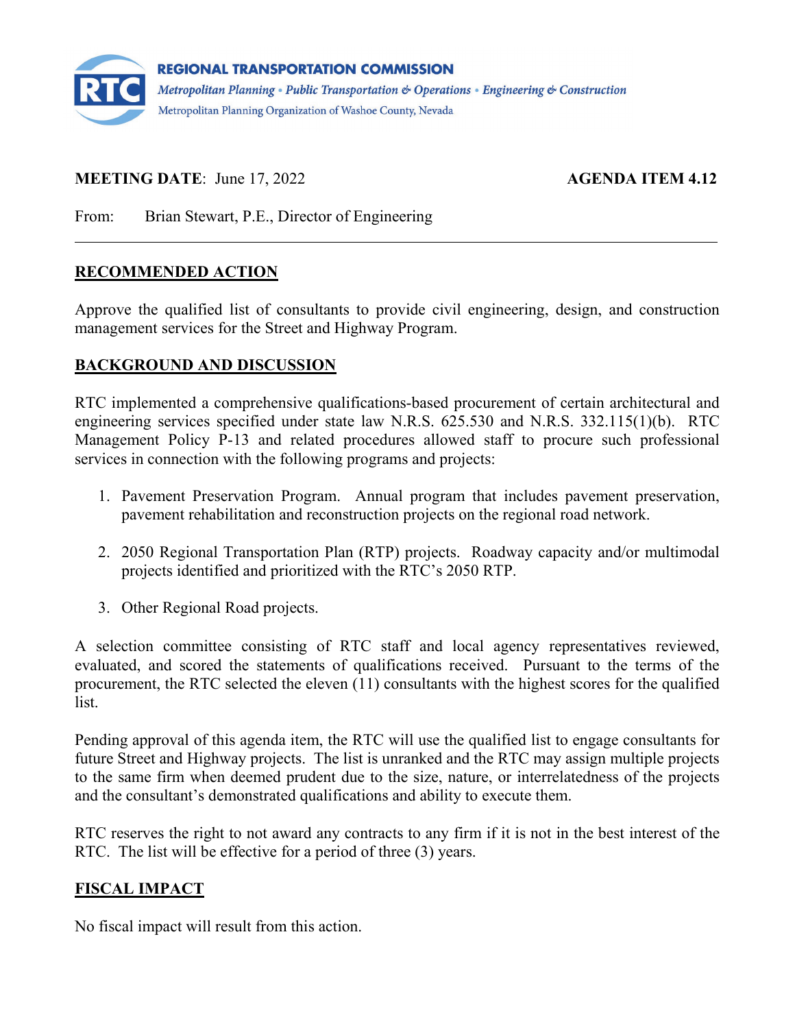**REGIONAL TRANSPORTATION COMMISSION**

*Metropolitan Planning • Public Transportation & Operations • Engineering & Construction*

Metropolitan Planning Organization of Washoe County, Nevada

**MEETING DATE**: June 17, 2022 **AGENDA ITEM 4.12**

From: Brian Stewart, P.E., Director of Engineering

---

## RECOMMENDED ACTION

Approve the qualified list of consultants to provide civil engineering, design, and construction management services for the Street and Highway Program.

## BACKGROUND AND DISCUSSION

RTC implemented a comprehensive qualifications-based procurement of certain architectural and engineering services specified under state law N.R.S. 625.530 and N.R.S. 332.115(1)(b). RTC Management Policy P-13 and related procedures allowed staff to procure such professional services in connection with the following programs and projects:

1. Pavement Preservation Program. Annual program that includes pavement preservation, pavement rehabilitation and reconstruction projects on the regional road network.

2. 2050 Regional Transportation Plan (RTP) projects. Roadway capacity and/or multimodal projects identified and prioritized with the RTC's 2050 RTP.

3. Other Regional Road projects.

A selection committee consisting of RTC staff and local agency representatives reviewed, evaluated, and scored the statements of qualifications received. Pursuant to the terms of the procurement, the RTC selected the eleven (11) consultants with the highest scores for the qualified list.

Pending approval of this agenda item, the RTC will use the qualified list to engage consultants for future Street and Highway projects. The list is unranked and the RTC may assign multiple projects to the same firm when deemed prudent due to the size, nature, or interrelatedness of the projects and the consultant's demonstrated qualifications and ability to execute them.

RTC reserves the right to not award any contracts to any firm if it is not in the best interest of the RTC. The list will be effective for a period of three (3) years.

## FISCAL IMPACT

No fiscal impact will result from this action.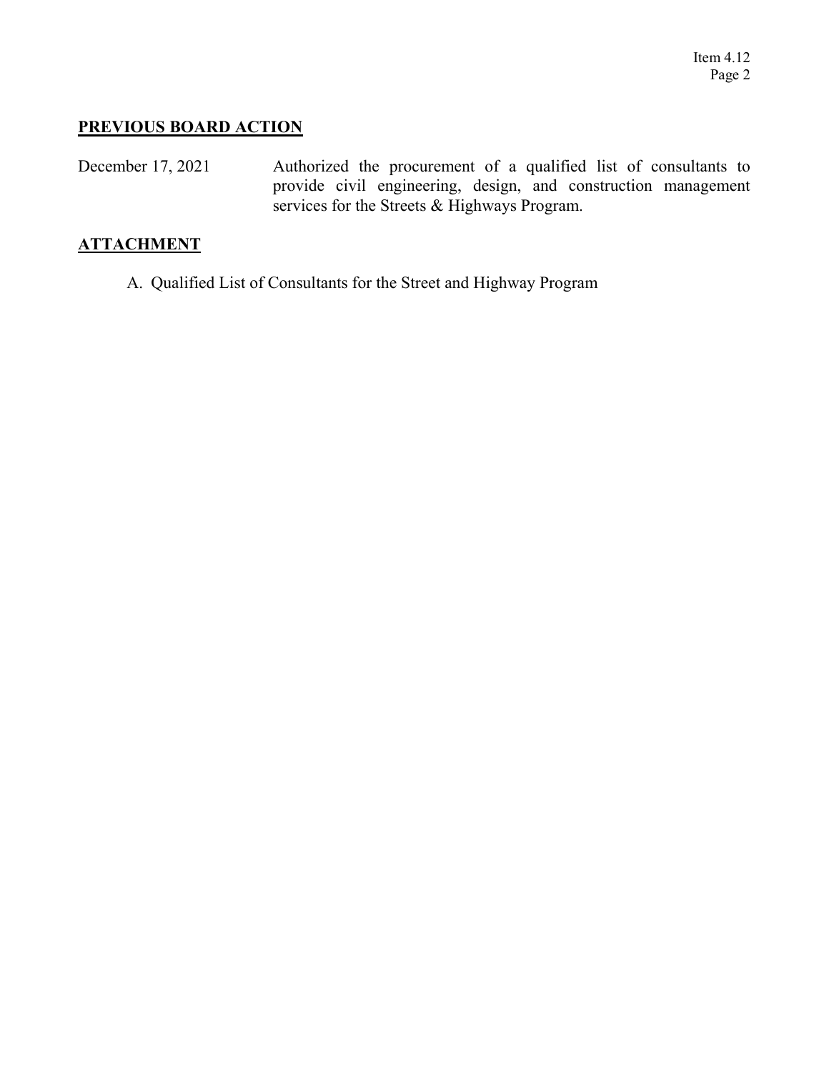## PREVIOUS BOARD ACTION

December 17, 2021 — Authorized the procurement of a qualified list of consultants to provide civil engineering, design, and construction management services for the Streets & Highways Program.

## ATTACHMENT

A. Qualified List of Consultants for the Street and Highway Program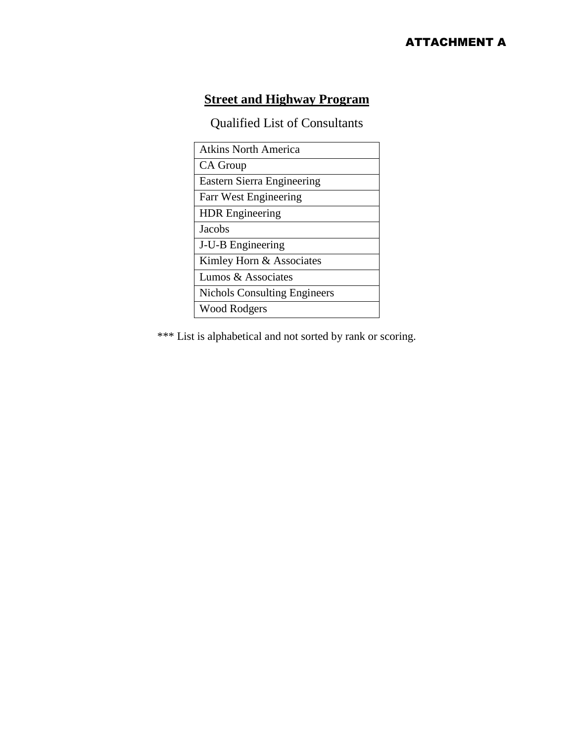ATTACHMENT A

# Street and Highway Program

Qualified List of Consultants

| |
|---|
| Atkins North America |
| CA Group |
| Eastern Sierra Engineering |
| Farr West Engineering |
| HDR Engineering |
| Jacobs |
| J-U-B Engineering |
| Kimley Horn & Associates |
| Lumos & Associates |
| Nichols Consulting Engineers |
| Wood Rodgers |

*** List is alphabetical and not sorted by rank or scoring.